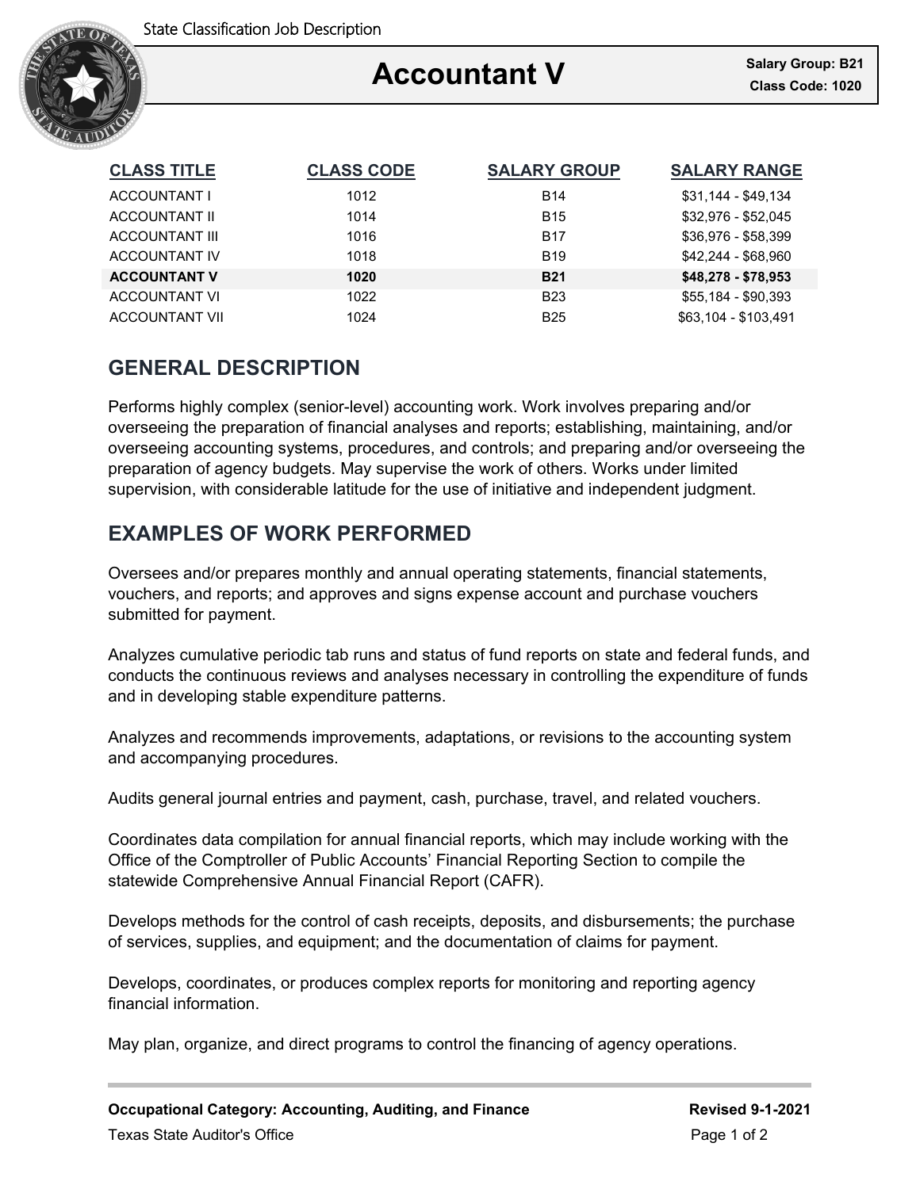State Classification Job Description

# Accountant V

**Salary Group: B21**
**Class Code: 1020**

| CLASS TITLE | CLASS CODE | SALARY GROUP | SALARY RANGE |
|---|---|---|---|
| ACCOUNTANT I | 1012 | B14 | $31,144 - $49,134 |
| ACCOUNTANT II | 1014 | B15 | $32,976 - $52,045 |
| ACCOUNTANT III | 1016 | B17 | $36,976 - $58,399 |
| ACCOUNTANT IV | 1018 | B19 | $42,244 - $68,960 |
| **ACCOUNTANT V** | **1020** | **B21** | **$48,278 - $78,953** |
| ACCOUNTANT VI | 1022 | B23 | $55,184 - $90,393 |
| ACCOUNTANT VII | 1024 | B25 | $63,104 - $103,491 |

## GENERAL DESCRIPTION

Performs highly complex (senior-level) accounting work. Work involves preparing and/or overseeing the preparation of financial analyses and reports; establishing, maintaining, and/or overseeing accounting systems, procedures, and controls; and preparing and/or overseeing the preparation of agency budgets. May supervise the work of others. Works under limited supervision, with considerable latitude for the use of initiative and independent judgment.

## EXAMPLES OF WORK PERFORMED

Oversees and/or prepares monthly and annual operating statements, financial statements, vouchers, and reports; and approves and signs expense account and purchase vouchers submitted for payment.

Analyzes cumulative periodic tab runs and status of fund reports on state and federal funds, and conducts the continuous reviews and analyses necessary in controlling the expenditure of funds and in developing stable expenditure patterns.

Analyzes and recommends improvements, adaptations, or revisions to the accounting system and accompanying procedures.

Audits general journal entries and payment, cash, purchase, travel, and related vouchers.

Coordinates data compilation for annual financial reports, which may include working with the Office of the Comptroller of Public Accounts' Financial Reporting Section to compile the statewide Comprehensive Annual Financial Report (CAFR).

Develops methods for the control of cash receipts, deposits, and disbursements; the purchase of services, supplies, and equipment; and the documentation of claims for payment.

Develops, coordinates, or produces complex reports for monitoring and reporting agency financial information.

May plan, organize, and direct programs to control the financing of agency operations.

**Occupational Category: Accounting, Auditing, and Finance**

**Revised 9-1-2021**

Texas State Auditor's Office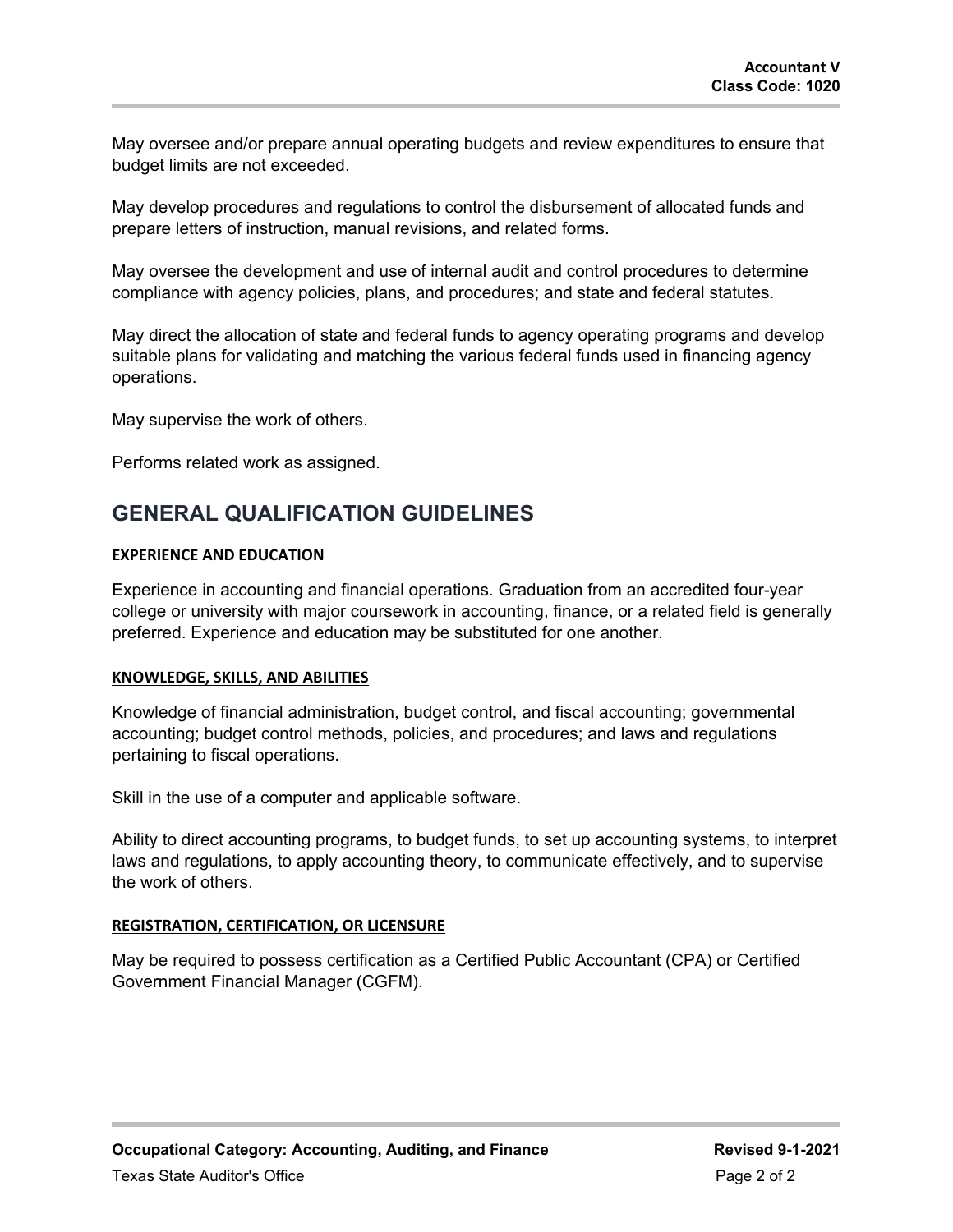May oversee and/or prepare annual operating budgets and review expenditures to ensure that budget limits are not exceeded.

May develop procedures and regulations to control the disbursement of allocated funds and prepare letters of instruction, manual revisions, and related forms.

May oversee the development and use of internal audit and control procedures to determine compliance with agency policies, plans, and procedures; and state and federal statutes.

May direct the allocation of state and federal funds to agency operating programs and develop suitable plans for validating and matching the various federal funds used in financing agency operations.

May supervise the work of others.

Performs related work as assigned.

## GENERAL QUALIFICATION GUIDELINES

### EXPERIENCE AND EDUCATION

Experience in accounting and financial operations. Graduation from an accredited four-year college or university with major coursework in accounting, finance, or a related field is generally preferred. Experience and education may be substituted for one another.

### KNOWLEDGE, SKILLS, AND ABILITIES

Knowledge of financial administration, budget control, and fiscal accounting; governmental accounting; budget control methods, policies, and procedures; and laws and regulations pertaining to fiscal operations.

Skill in the use of a computer and applicable software.

Ability to direct accounting programs, to budget funds, to set up accounting systems, to interpret laws and regulations, to apply accounting theory, to communicate effectively, and to supervise the work of others.

### REGISTRATION, CERTIFICATION, OR LICENSURE

May be required to possess certification as a Certified Public Accountant (CPA) or Certified Government Financial Manager (CGFM).